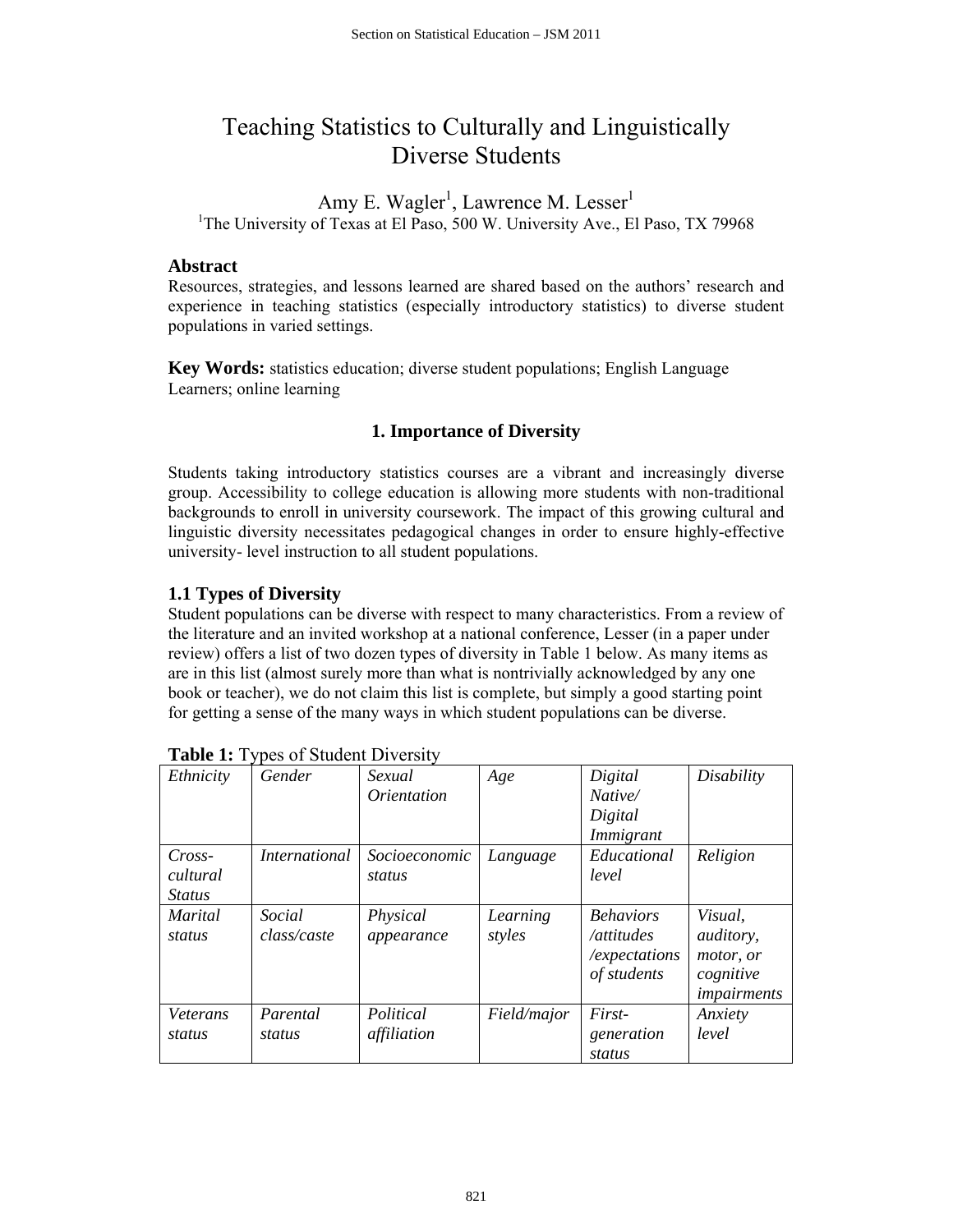# Teaching Statistics to Culturally and Linguistically Diverse Students

Amy E. Wagler[1], Lawrence M. Lesser[1]

[1]The University of Texas at El Paso, 500 W. University Ave., El Paso, TX 79968

## Abstract

Resources, strategies, and lessons learned are shared based on the authors' research and experience in teaching statistics (especially introductory statistics) to diverse student populations in varied settings.

**Key Words:** statistics education; diverse student populations; English Language Learners; online learning

## 1. Importance of Diversity

Students taking introductory statistics courses are a vibrant and increasingly diverse group. Accessibility to college education is allowing more students with non-traditional backgrounds to enroll in university coursework. The impact of this growing cultural and linguistic diversity necessitates pedagogical changes in order to ensure highly-effective university- level instruction to all student populations.

### 1.1 Types of Diversity

Student populations can be diverse with respect to many characteristics. From a review of the literature and an invited workshop at a national conference, Lesser (in a paper under review) offers a list of two dozen types of diversity in Table 1 below. As many items as are in this list (almost surely more than what is nontrivially acknowledged by any one book or teacher), we do not claim this list is complete, but simply a good starting point for getting a sense of the many ways in which student populations can be diverse.

**Table 1:** Types of Student Diversity

| | | | | | |
|---|---|---|---|---|---|
| *Ethnicity* | *Gender* | *Sexual Orientation* | *Age* | *Digital Native/ Digital Immigrant* | *Disability* |
| *Cross-cultural Status* | *International* | *Socioeconomic status* | *Language* | *Educational level* | *Religion* |
| *Marital status* | *Social class/caste* | *Physical appearance* | *Learning styles* | *Behaviors /attitudes /expectations of students* | *Visual, auditory, motor, or cognitive impairments* |
| *Veterans status* | *Parental status* | *Political affiliation* | *Field/major* | *First-generation status* | *Anxiety level* |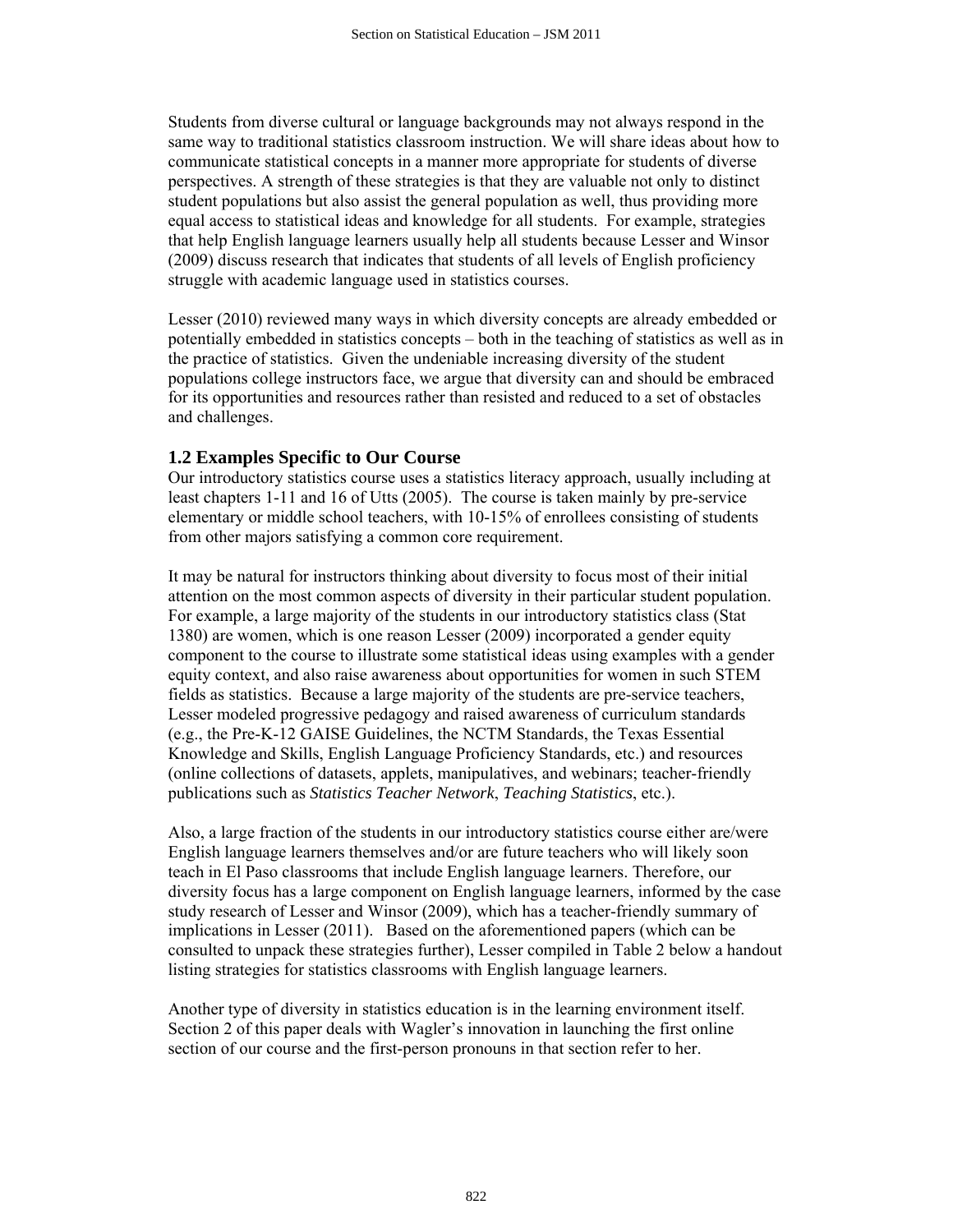Students from diverse cultural or language backgrounds may not always respond in the same way to traditional statistics classroom instruction. We will share ideas about how to communicate statistical concepts in a manner more appropriate for students of diverse perspectives. A strength of these strategies is that they are valuable not only to distinct student populations but also assist the general population as well, thus providing more equal access to statistical ideas and knowledge for all students. For example, strategies that help English language learners usually help all students because Lesser and Winsor (2009) discuss research that indicates that students of all levels of English proficiency struggle with academic language used in statistics courses.

Lesser (2010) reviewed many ways in which diversity concepts are already embedded or potentially embedded in statistics concepts – both in the teaching of statistics as well as in the practice of statistics. Given the undeniable increasing diversity of the student populations college instructors face, we argue that diversity can and should be embraced for its opportunities and resources rather than resisted and reduced to a set of obstacles and challenges.

### 1.2 Examples Specific to Our Course

Our introductory statistics course uses a statistics literacy approach, usually including at least chapters 1-11 and 16 of Utts (2005). The course is taken mainly by pre-service elementary or middle school teachers, with 10-15% of enrollees consisting of students from other majors satisfying a common core requirement.

It may be natural for instructors thinking about diversity to focus most of their initial attention on the most common aspects of diversity in their particular student population. For example, a large majority of the students in our introductory statistics class (Stat 1380) are women, which is one reason Lesser (2009) incorporated a gender equity component to the course to illustrate some statistical ideas using examples with a gender equity context, and also raise awareness about opportunities for women in such STEM fields as statistics. Because a large majority of the students are pre-service teachers, Lesser modeled progressive pedagogy and raised awareness of curriculum standards (e.g., the Pre-K-12 GAISE Guidelines, the NCTM Standards, the Texas Essential Knowledge and Skills, English Language Proficiency Standards, etc.) and resources (online collections of datasets, applets, manipulatives, and webinars; teacher-friendly publications such as *Statistics Teacher Network*, *Teaching Statistics*, etc.).

Also, a large fraction of the students in our introductory statistics course either are/were English language learners themselves and/or are future teachers who will likely soon teach in El Paso classrooms that include English language learners. Therefore, our diversity focus has a large component on English language learners, informed by the case study research of Lesser and Winsor (2009), which has a teacher-friendly summary of implications in Lesser (2011). Based on the aforementioned papers (which can be consulted to unpack these strategies further), Lesser compiled in Table 2 below a handout listing strategies for statistics classrooms with English language learners.

Another type of diversity in statistics education is in the learning environment itself. Section 2 of this paper deals with Wagler's innovation in launching the first online section of our course and the first-person pronouns in that section refer to her.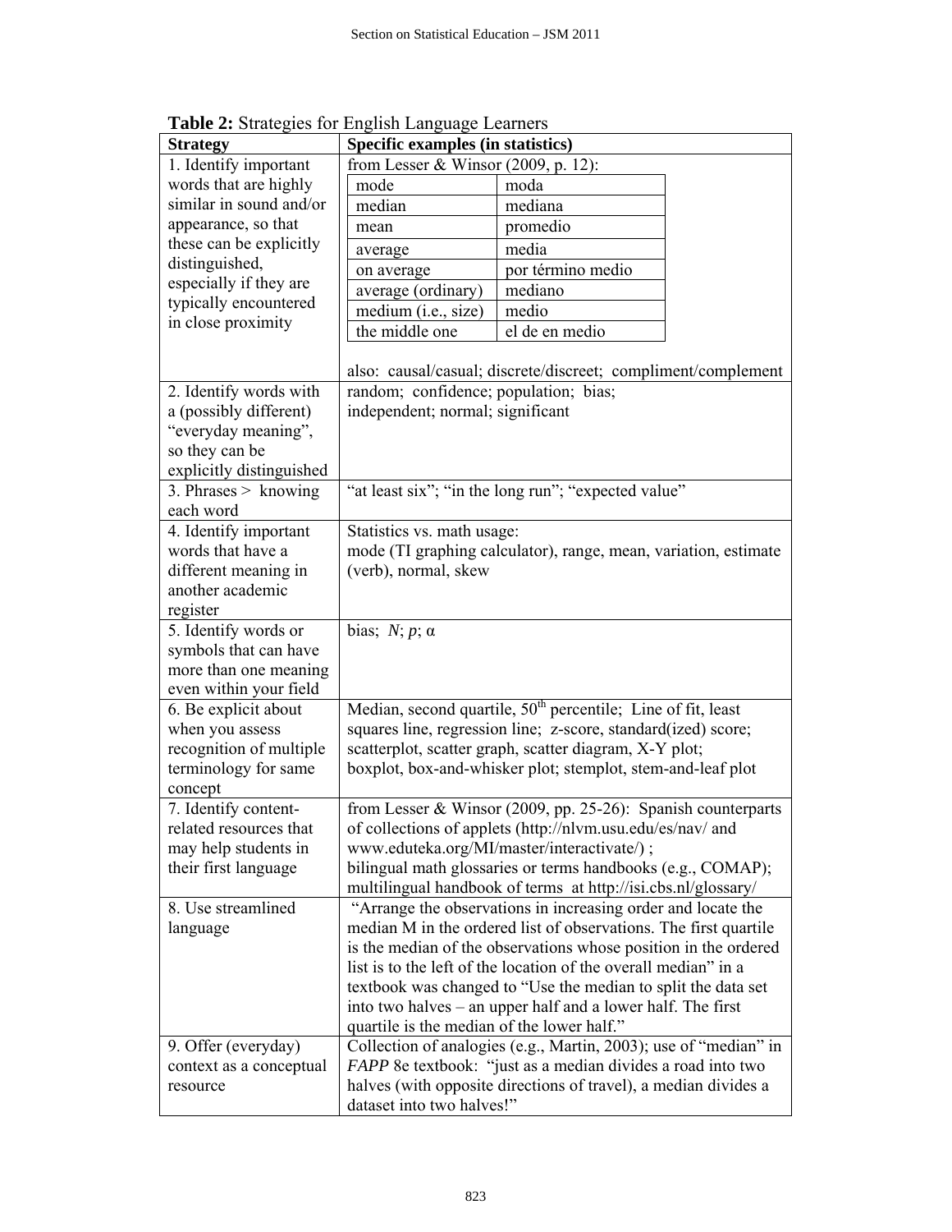**Table 2:** Strategies for English Language Learners

| Strategy | Specific examples (in statistics) |
|---|---|
| 1. Identify important words that are highly similar in sound and/or appearance, so that these can be explicitly distinguished, especially if they are typically encountered in close proximity | from Lesser & Winsor (2009, p. 12):<br>mode — moda<br>median — mediana<br>mean — promedio<br>average — media<br>on average — por término medio<br>average (ordinary) — mediano<br>medium (i.e., size) — medio<br>the middle one — el de en medio<br><br>also: causal/casual; discrete/discreet; compliment/complement |
| 2. Identify words with a (possibly different) "everyday meaning", so they can be explicitly distinguished | random; confidence; population; bias; independent; normal; significant |
| 3. Phrases > knowing each word | "at least six"; "in the long run"; "expected value" |
| 4. Identify important words that have a different meaning in another academic register | Statistics vs. math usage:<br>mode (TI graphing calculator), range, mean, variation, estimate (verb), normal, skew |
| 5. Identify words or symbols that can have more than one meaning even within your field | bias; $N$; $p$; $\alpha$ |
| 6. Be explicit about when you assess recognition of multiple terminology for same concept | Median, second quartile, 50th percentile; Line of fit, least squares line, regression line; z-score, standard(ized) score; scatterplot, scatter graph, scatter diagram, X-Y plot; boxplot, box-and-whisker plot; stemplot, stem-and-leaf plot |
| 7. Identify content-related resources that may help students in their first language | from Lesser & Winsor (2009, pp. 25-26): Spanish counterparts of collections of applets (http://nlvm.usu.edu/es/nav/ and www.eduteka.org/MI/master/interactivate/) ; bilingual math glossaries or terms handbooks (e.g., COMAP); multilingual handbook of terms at http://isi.cbs.nl/glossary/ |
| 8. Use streamlined language | "Arrange the observations in increasing order and locate the median M in the ordered list of observations. The first quartile is the median of the observations whose position in the ordered list is to the left of the location of the overall median" in a textbook was changed to "Use the median to split the data set into two halves – an upper half and a lower half. The first quartile is the median of the lower half." |
| 9. Offer (everyday) context as a conceptual resource | Collection of analogies (e.g., Martin, 2003); use of "median" in *FAPP* 8e textbook: "just as a median divides a road into two halves (with opposite directions of travel), a median divides a dataset into two halves!" |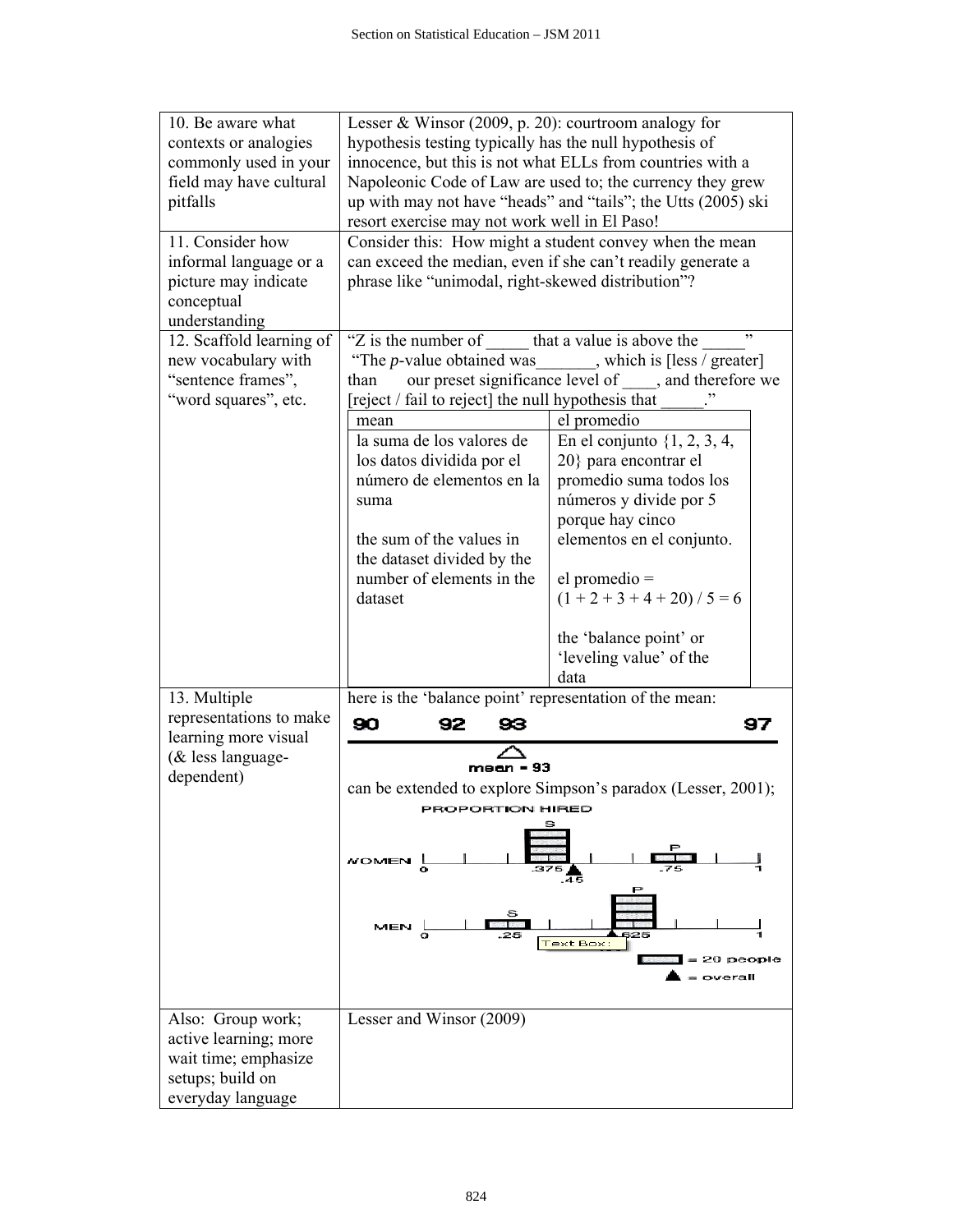| | |
|---|---|
| 10. Be aware what contexts or analogies commonly used in your field may have cultural pitfalls | Lesser & Winsor (2009, p. 20): courtroom analogy for hypothesis testing typically has the null hypothesis of innocence, but this is not what ELLs from countries with a Napoleonic Code of Law are used to; the currency they grew up with may not have "heads" and "tails"; the Utts (2005) ski resort exercise may not work well in El Paso! |
| 11. Consider how informal language or a picture may indicate conceptual understanding | Consider this: How might a student convey when the mean can exceed the median, even if she can't readily generate a phrase like "unimodal, right-skewed distribution"? |
| 12. Scaffold learning of new vocabulary with "sentence frames", "word squares", etc. | "Z is the number of _____ that a value is above the _____" "The *p*-value obtained was_______, which is [less / greater] than our preset significance level of ____, and therefore we [reject / fail to reject] the null hypothesis that _____." <br><br> **mean** / **el promedio** <br> la suma de los valores de los datos dividida por el número de elementos en la suma <br><br> the sum of the values in the dataset divided by the number of elements in the dataset <br><br> En el conjunto {1, 2, 3, 4, 20} para encontrar el promedio suma todos los números y divide por 5 porque hay cinco elementos en el conjunto. <br><br> el promedio = (1 + 2 + 3 + 4 + 20) / 5 = 6 <br><br> the 'balance point' or 'leveling value' of the data |
| 13. Multiple representations to make learning more visual (& less language-dependent) | here is the 'balance point' representation of the mean: <br><br> 90 92 93 97 <br> mean = 93 <br><br> can be extended to explore Simpson's paradox (Lesser, 2001); <br><br> PROPORTION HIRED <br> WOMEN: 0, S .375, .45, P .75, 1 <br> MEN: 0, S .25, P .625, 1 <br> = 20 people <br> ▲ = overall |
| Also: Group work; active learning; more wait time; emphasize setups; build on everyday language | Lesser and Winsor (2009) |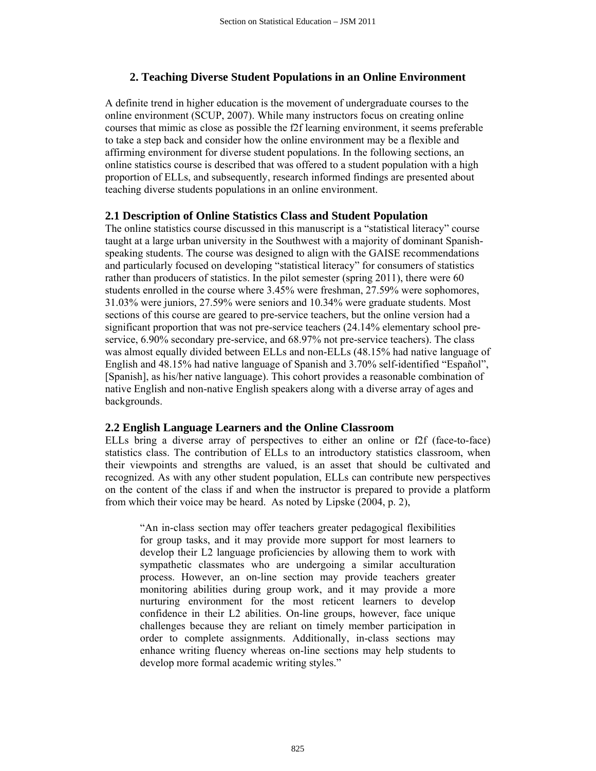## 2. Teaching Diverse Student Populations in an Online Environment

A definite trend in higher education is the movement of undergraduate courses to the online environment (SCUP, 2007). While many instructors focus on creating online courses that mimic as close as possible the f2f learning environment, it seems preferable to take a step back and consider how the online environment may be a flexible and affirming environment for diverse student populations. In the following sections, an online statistics course is described that was offered to a student population with a high proportion of ELLs, and subsequently, research informed findings are presented about teaching diverse students populations in an online environment.

### 2.1 Description of Online Statistics Class and Student Population

The online statistics course discussed in this manuscript is a "statistical literacy" course taught at a large urban university in the Southwest with a majority of dominant Spanish-speaking students. The course was designed to align with the GAISE recommendations and particularly focused on developing "statistical literacy" for consumers of statistics rather than producers of statistics. In the pilot semester (spring 2011), there were 60 students enrolled in the course where 3.45% were freshman, 27.59% were sophomores, 31.03% were juniors, 27.59% were seniors and 10.34% were graduate students. Most sections of this course are geared to pre-service teachers, but the online version had a significant proportion that was not pre-service teachers (24.14% elementary school pre-service, 6.90% secondary pre-service, and 68.97% not pre-service teachers). The class was almost equally divided between ELLs and non-ELLs (48.15% had native language of English and 48.15% had native language of Spanish and 3.70% self-identified "Español", [Spanish], as his/her native language). This cohort provides a reasonable combination of native English and non-native English speakers along with a diverse array of ages and backgrounds.

### 2.2 English Language Learners and the Online Classroom

ELLs bring a diverse array of perspectives to either an online or f2f (face-to-face) statistics class. The contribution of ELLs to an introductory statistics classroom, when their viewpoints and strengths are valued, is an asset that should be cultivated and recognized. As with any other student population, ELLs can contribute new perspectives on the content of the class if and when the instructor is prepared to provide a platform from which their voice may be heard. As noted by Lipske (2004, p. 2),

> "An in-class section may offer teachers greater pedagogical flexibilities for group tasks, and it may provide more support for most learners to develop their L2 language proficiencies by allowing them to work with sympathetic classmates who are undergoing a similar acculturation process. However, an on-line section may provide teachers greater monitoring abilities during group work, and it may provide a more nurturing environment for the most reticent learners to develop confidence in their L2 abilities. On-line groups, however, face unique challenges because they are reliant on timely member participation in order to complete assignments. Additionally, in-class sections may enhance writing fluency whereas on-line sections may help students to develop more formal academic writing styles."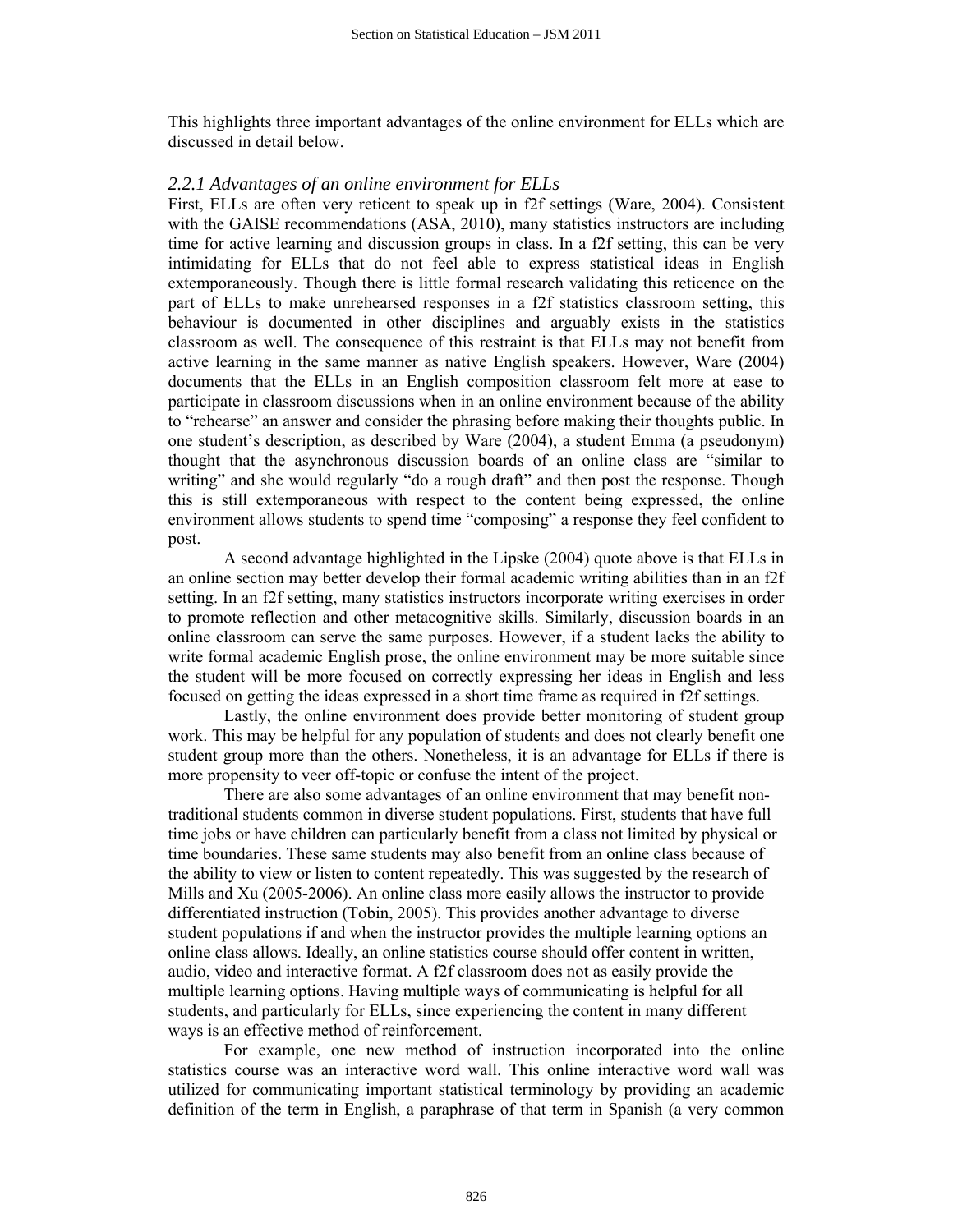This highlights three important advantages of the online environment for ELLs which are discussed in detail below.

### *2.2.1 Advantages of an online environment for ELLs*

First, ELLs are often very reticent to speak up in f2f settings (Ware, 2004). Consistent with the GAISE recommendations (ASA, 2010), many statistics instructors are including time for active learning and discussion groups in class. In a f2f setting, this can be very intimidating for ELLs that do not feel able to express statistical ideas in English extemporaneously. Though there is little formal research validating this reticence on the part of ELLs to make unrehearsed responses in a f2f statistics classroom setting, this behaviour is documented in other disciplines and arguably exists in the statistics classroom as well. The consequence of this restraint is that ELLs may not benefit from active learning in the same manner as native English speakers. However, Ware (2004) documents that the ELLs in an English composition classroom felt more at ease to participate in classroom discussions when in an online environment because of the ability to "rehearse" an answer and consider the phrasing before making their thoughts public. In one student's description, as described by Ware (2004), a student Emma (a pseudonym) thought that the asynchronous discussion boards of an online class are "similar to writing" and she would regularly "do a rough draft" and then post the response. Though this is still extemporaneous with respect to the content being expressed, the online environment allows students to spend time "composing" a response they feel confident to post.

A second advantage highlighted in the Lipske (2004) quote above is that ELLs in an online section may better develop their formal academic writing abilities than in an f2f setting. In an f2f setting, many statistics instructors incorporate writing exercises in order to promote reflection and other metacognitive skills. Similarly, discussion boards in an online classroom can serve the same purposes. However, if a student lacks the ability to write formal academic English prose, the online environment may be more suitable since the student will be more focused on correctly expressing her ideas in English and less focused on getting the ideas expressed in a short time frame as required in f2f settings.

Lastly, the online environment does provide better monitoring of student group work. This may be helpful for any population of students and does not clearly benefit one student group more than the others. Nonetheless, it is an advantage for ELLs if there is more propensity to veer off-topic or confuse the intent of the project.

There are also some advantages of an online environment that may benefit non-traditional students common in diverse student populations. First, students that have full time jobs or have children can particularly benefit from a class not limited by physical or time boundaries. These same students may also benefit from an online class because of the ability to view or listen to content repeatedly. This was suggested by the research of Mills and Xu (2005-2006). An online class more easily allows the instructor to provide differentiated instruction (Tobin, 2005). This provides another advantage to diverse student populations if and when the instructor provides the multiple learning options an online class allows. Ideally, an online statistics course should offer content in written, audio, video and interactive format. A f2f classroom does not as easily provide the multiple learning options. Having multiple ways of communicating is helpful for all students, and particularly for ELLs, since experiencing the content in many different ways is an effective method of reinforcement.

For example, one new method of instruction incorporated into the online statistics course was an interactive word wall. This online interactive word wall was utilized for communicating important statistical terminology by providing an academic definition of the term in English, a paraphrase of that term in Spanish (a very common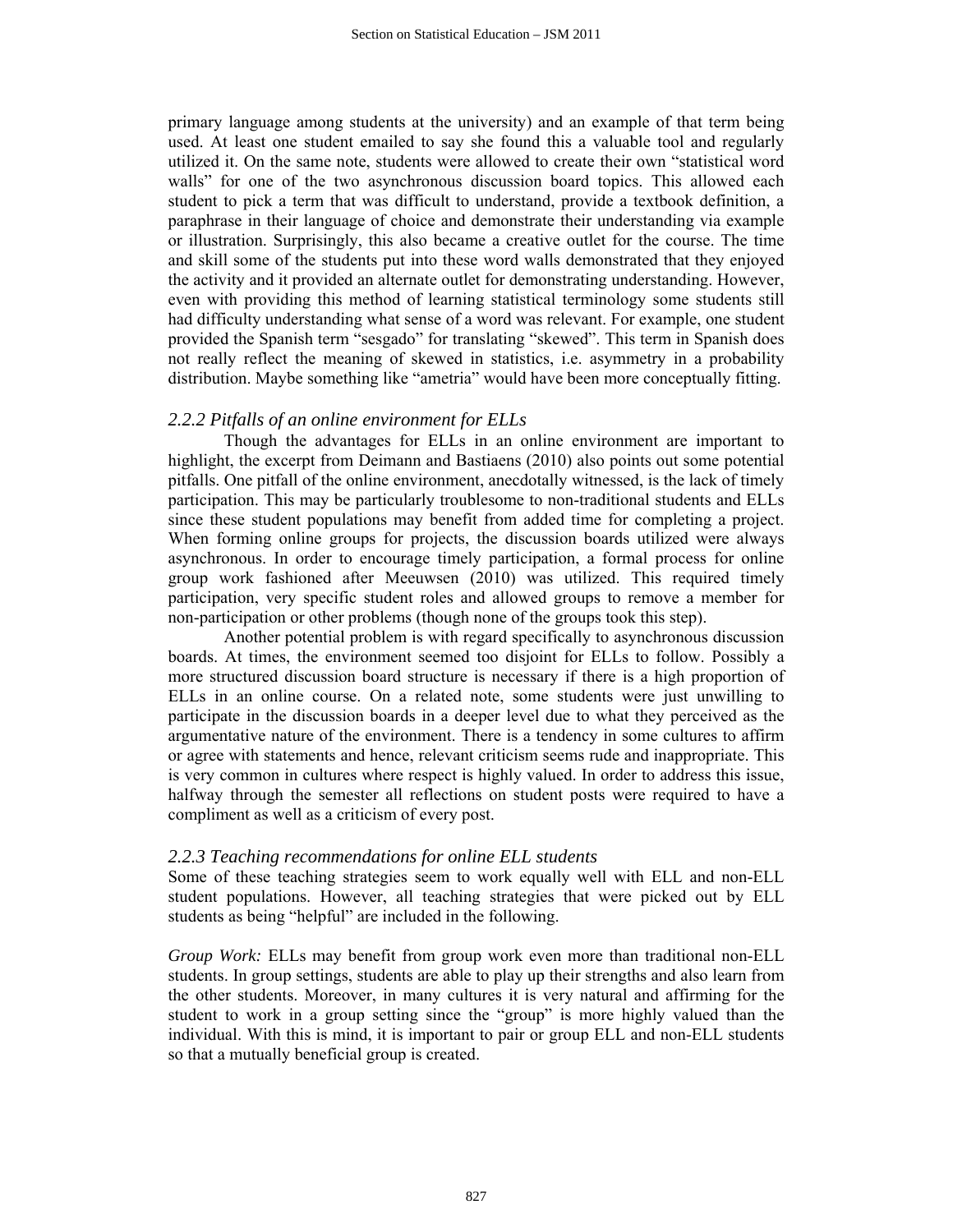primary language among students at the university) and an example of that term being used. At least one student emailed to say she found this a valuable tool and regularly utilized it. On the same note, students were allowed to create their own "statistical word walls" for one of the two asynchronous discussion board topics. This allowed each student to pick a term that was difficult to understand, provide a textbook definition, a paraphrase in their language of choice and demonstrate their understanding via example or illustration. Surprisingly, this also became a creative outlet for the course. The time and skill some of the students put into these word walls demonstrated that they enjoyed the activity and it provided an alternate outlet for demonstrating understanding. However, even with providing this method of learning statistical terminology some students still had difficulty understanding what sense of a word was relevant. For example, one student provided the Spanish term "sesgado" for translating "skewed". This term in Spanish does not really reflect the meaning of skewed in statistics, i.e. asymmetry in a probability distribution. Maybe something like "ametria" would have been more conceptually fitting.

### *2.2.2 Pitfalls of an online environment for ELLs*

Though the advantages for ELLs in an online environment are important to highlight, the excerpt from Deimann and Bastiaens (2010) also points out some potential pitfalls. One pitfall of the online environment, anecdotally witnessed, is the lack of timely participation. This may be particularly troublesome to non-traditional students and ELLs since these student populations may benefit from added time for completing a project. When forming online groups for projects, the discussion boards utilized were always asynchronous. In order to encourage timely participation, a formal process for online group work fashioned after Meeuwsen (2010) was utilized. This required timely participation, very specific student roles and allowed groups to remove a member for non-participation or other problems (though none of the groups took this step).

Another potential problem is with regard specifically to asynchronous discussion boards. At times, the environment seemed too disjoint for ELLs to follow. Possibly a more structured discussion board structure is necessary if there is a high proportion of ELLs in an online course. On a related note, some students were just unwilling to participate in the discussion boards in a deeper level due to what they perceived as the argumentative nature of the environment. There is a tendency in some cultures to affirm or agree with statements and hence, relevant criticism seems rude and inappropriate. This is very common in cultures where respect is highly valued. In order to address this issue, halfway through the semester all reflections on student posts were required to have a compliment as well as a criticism of every post.

### *2.2.3 Teaching recommendations for online ELL students*

Some of these teaching strategies seem to work equally well with ELL and non-ELL student populations. However, all teaching strategies that were picked out by ELL students as being "helpful" are included in the following.

*Group Work:* ELLs may benefit from group work even more than traditional non-ELL students. In group settings, students are able to play up their strengths and also learn from the other students. Moreover, in many cultures it is very natural and affirming for the student to work in a group setting since the "group" is more highly valued than the individual. With this is mind, it is important to pair or group ELL and non-ELL students so that a mutually beneficial group is created.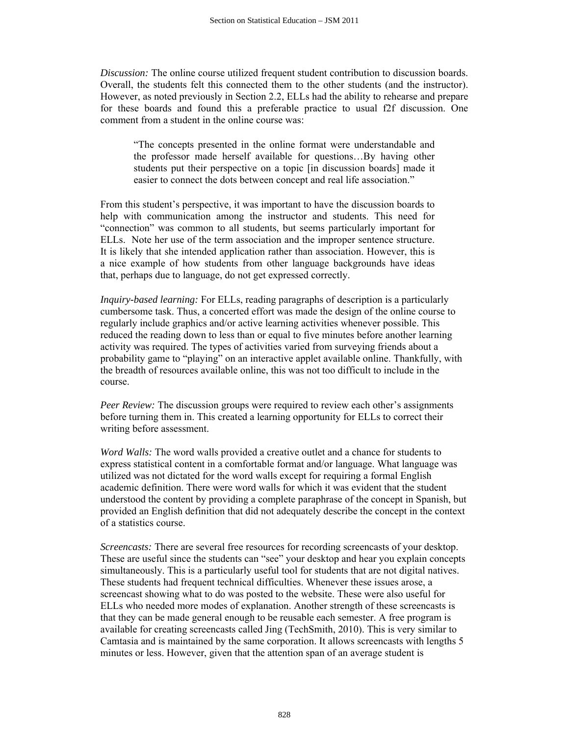*Discussion:* The online course utilized frequent student contribution to discussion boards. Overall, the students felt this connected them to the other students (and the instructor). However, as noted previously in Section 2.2, ELLs had the ability to rehearse and prepare for these boards and found this a preferable practice to usual f2f discussion. One comment from a student in the online course was:

> "The concepts presented in the online format were understandable and the professor made herself available for questions…By having other students put their perspective on a topic [in discussion boards] made it easier to connect the dots between concept and real life association."

From this student's perspective, it was important to have the discussion boards to help with communication among the instructor and students. This need for "connection" was common to all students, but seems particularly important for ELLs. Note her use of the term association and the improper sentence structure. It is likely that she intended application rather than association. However, this is a nice example of how students from other language backgrounds have ideas that, perhaps due to language, do not get expressed correctly.

*Inquiry-based learning:* For ELLs, reading paragraphs of description is a particularly cumbersome task. Thus, a concerted effort was made the design of the online course to regularly include graphics and/or active learning activities whenever possible. This reduced the reading down to less than or equal to five minutes before another learning activity was required. The types of activities varied from surveying friends about a probability game to "playing" on an interactive applet available online. Thankfully, with the breadth of resources available online, this was not too difficult to include in the course.

*Peer Review:* The discussion groups were required to review each other's assignments before turning them in. This created a learning opportunity for ELLs to correct their writing before assessment.

*Word Walls:* The word walls provided a creative outlet and a chance for students to express statistical content in a comfortable format and/or language. What language was utilized was not dictated for the word walls except for requiring a formal English academic definition. There were word walls for which it was evident that the student understood the content by providing a complete paraphrase of the concept in Spanish, but provided an English definition that did not adequately describe the concept in the context of a statistics course.

*Screencasts:* There are several free resources for recording screencasts of your desktop. These are useful since the students can "see" your desktop and hear you explain concepts simultaneously. This is a particularly useful tool for students that are not digital natives. These students had frequent technical difficulties. Whenever these issues arose, a screencast showing what to do was posted to the website. These were also useful for ELLs who needed more modes of explanation. Another strength of these screencasts is that they can be made general enough to be reusable each semester. A free program is available for creating screencasts called Jing (TechSmith, 2010). This is very similar to Camtasia and is maintained by the same corporation. It allows screencasts with lengths 5 minutes or less. However, given that the attention span of an average student is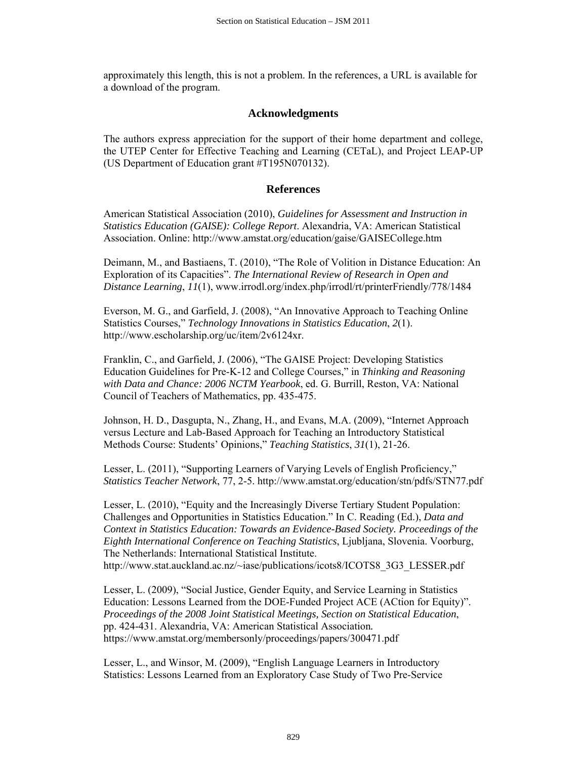approximately this length, this is not a problem. In the references, a URL is available for a download of the program.

## Acknowledgments

The authors express appreciation for the support of their home department and college, the UTEP Center for Effective Teaching and Learning (CETaL), and Project LEAP-UP (US Department of Education grant #T195N070132).

## References

American Statistical Association (2010), *Guidelines for Assessment and Instruction in Statistics Education (GAISE): College Report*. Alexandria, VA: American Statistical Association. Online: http://www.amstat.org/education/gaise/GAISECollege.htm

Deimann, M., and Bastiaens, T. (2010), "The Role of Volition in Distance Education: An Exploration of its Capacities". *The International Review of Research in Open and Distance Learning*, *11*(1), www.irrodl.org/index.php/irrodl/rt/printerFriendly/778/1484

Everson, M. G., and Garfield, J. (2008), "An Innovative Approach to Teaching Online Statistics Courses," *Technology Innovations in Statistics Education*, *2*(1). http://www.escholarship.org/uc/item/2v6124xr.

Franklin, C., and Garfield, J. (2006), "The GAISE Project: Developing Statistics Education Guidelines for Pre-K-12 and College Courses," in *Thinking and Reasoning with Data and Chance: 2006 NCTM Yearbook*, ed. G. Burrill, Reston, VA: National Council of Teachers of Mathematics, pp. 435-475.

Johnson, H. D., Dasgupta, N., Zhang, H., and Evans, M.A. (2009), "Internet Approach versus Lecture and Lab-Based Approach for Teaching an Introductory Statistical Methods Course: Students' Opinions," *Teaching Statistics*, *31*(1), 21-26.

Lesser, L. (2011), "Supporting Learners of Varying Levels of English Proficiency," *Statistics Teacher Network*, 77, 2-5. http://www.amstat.org/education/stn/pdfs/STN77.pdf

Lesser, L. (2010), "Equity and the Increasingly Diverse Tertiary Student Population: Challenges and Opportunities in Statistics Education." In C. Reading (Ed.), *Data and Context in Statistics Education: Towards an Evidence-Based Society. Proceedings of the Eighth International Conference on Teaching Statistics*, Ljubljana, Slovenia. Voorburg, The Netherlands: International Statistical Institute. http://www.stat.auckland.ac.nz/~iase/publications/icots8/ICOTS8_3G3_LESSER.pdf

Lesser, L. (2009), "Social Justice, Gender Equity, and Service Learning in Statistics Education: Lessons Learned from the DOE-Funded Project ACE (ACtion for Equity)". *Proceedings of the 2008 Joint Statistical Meetings, Section on Statistical Education*, pp. 424-431. Alexandria, VA: American Statistical Association. https://www.amstat.org/membersonly/proceedings/papers/300471.pdf

Lesser, L., and Winsor, M. (2009), "English Language Learners in Introductory Statistics: Lessons Learned from an Exploratory Case Study of Two Pre-Service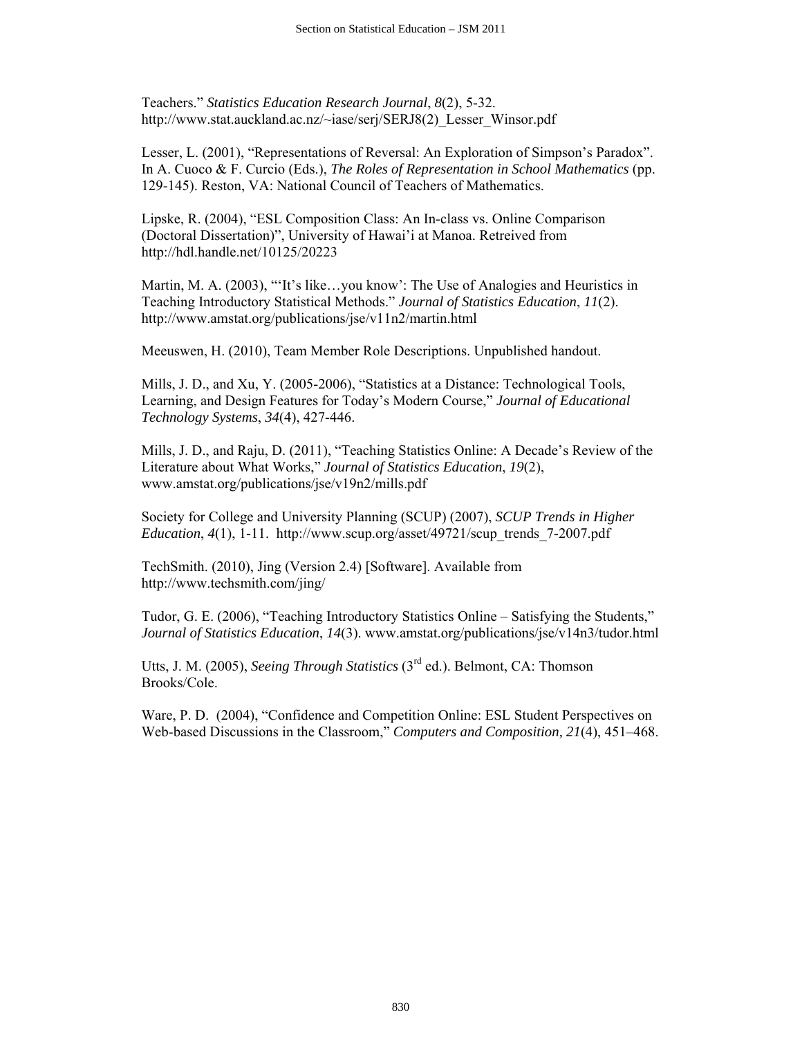Teachers." *Statistics Education Research Journal*, *8*(2), 5-32. http://www.stat.auckland.ac.nz/~iase/serj/SERJ8(2)_Lesser_Winsor.pdf

Lesser, L. (2001), "Representations of Reversal: An Exploration of Simpson's Paradox". In A. Cuoco & F. Curcio (Eds.), *The Roles of Representation in School Mathematics* (pp. 129-145). Reston, VA: National Council of Teachers of Mathematics.

Lipske, R. (2004), "ESL Composition Class: An In-class vs. Online Comparison (Doctoral Dissertation)", University of Hawai'i at Manoa. Retreived from http://hdl.handle.net/10125/20223

Martin, M. A. (2003), "'It's like…you know': The Use of Analogies and Heuristics in Teaching Introductory Statistical Methods." *Journal of Statistics Education*, *11*(2). http://www.amstat.org/publications/jse/v11n2/martin.html

Meeuswen, H. (2010), Team Member Role Descriptions. Unpublished handout.

Mills, J. D., and Xu, Y. (2005-2006), "Statistics at a Distance: Technological Tools, Learning, and Design Features for Today's Modern Course," *Journal of Educational Technology Systems*, *34*(4), 427-446.

Mills, J. D., and Raju, D. (2011), "Teaching Statistics Online: A Decade's Review of the Literature about What Works," *Journal of Statistics Education*, *19*(2), www.amstat.org/publications/jse/v19n2/mills.pdf

Society for College and University Planning (SCUP) (2007), *SCUP Trends in Higher Education*, *4*(1), 1-11. http://www.scup.org/asset/49721/scup_trends_7-2007.pdf

TechSmith. (2010), Jing (Version 2.4) [Software]. Available from http://www.techsmith.com/jing/

Tudor, G. E. (2006), "Teaching Introductory Statistics Online – Satisfying the Students," *Journal of Statistics Education*, *14*(3). www.amstat.org/publications/jse/v14n3/tudor.html

Utts, J. M. (2005), *Seeing Through Statistics* (3rd ed.). Belmont, CA: Thomson Brooks/Cole.

Ware, P. D. (2004), "Confidence and Competition Online: ESL Student Perspectives on Web-based Discussions in the Classroom," *Computers and Composition, 21*(4), 451–468.